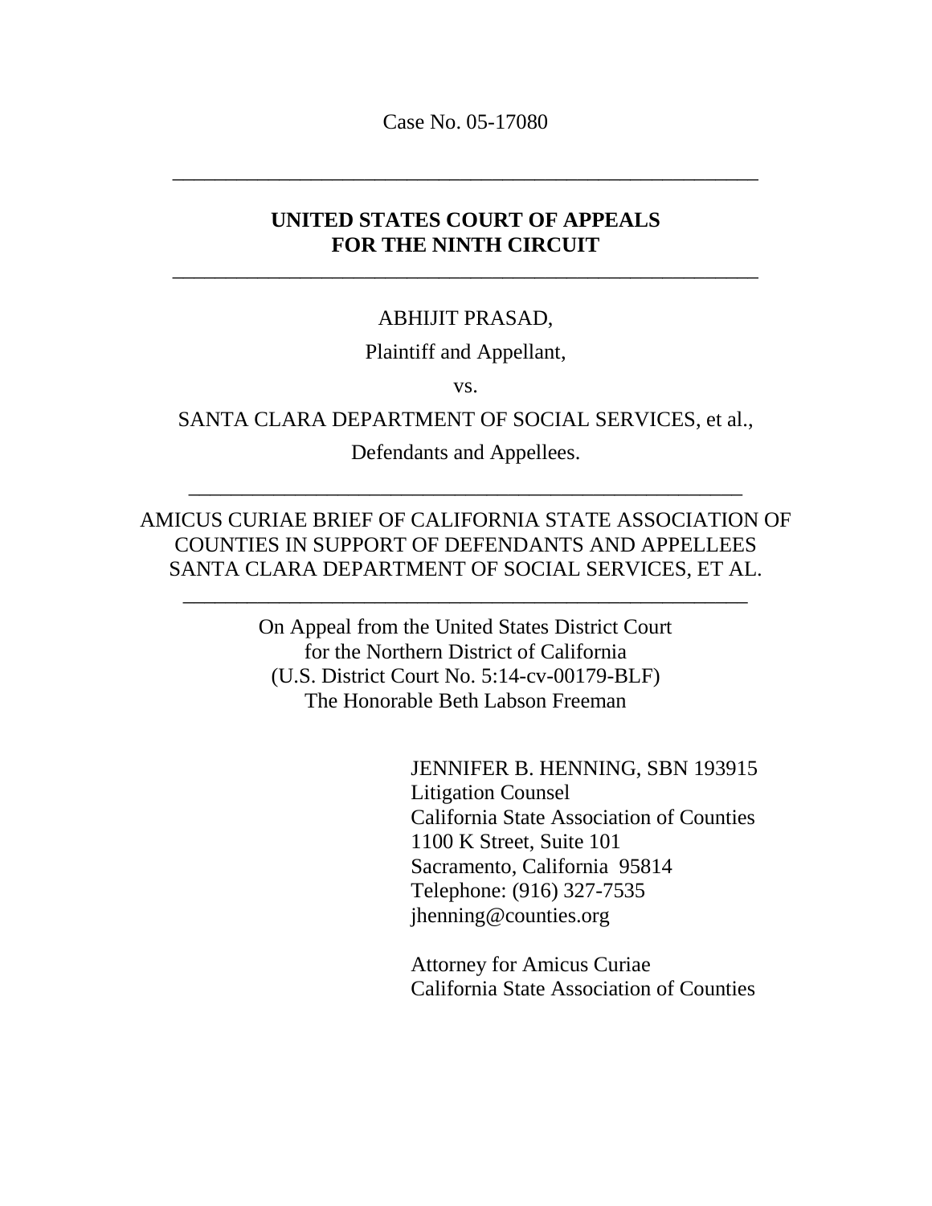Case No. 05-17080

---

**UNITED STATES COURT OF APPEALS FOR THE NINTH CIRCUIT**

---

ABHIJIT PRASAD,

Plaintiff and Appellant,

vs.

SANTA CLARA DEPARTMENT OF SOCIAL SERVICES, et al.,

Defendants and Appellees.

---

AMICUS CURIAE BRIEF OF CALIFORNIA STATE ASSOCIATION OF COUNTIES IN SUPPORT OF DEFENDANTS AND APPELLEES SANTA CLARA DEPARTMENT OF SOCIAL SERVICES, ET AL.

---

On Appeal from the United States District Court
for the Northern District of California
(U.S. District Court No. 5:14-cv-00179-BLF)
The Honorable Beth Labson Freeman

JENNIFER B. HENNING, SBN 193915
Litigation Counsel
California State Association of Counties
1100 K Street, Suite 101
Sacramento, California 95814
Telephone: (916) 327-7535
jhenning@counties.org

Attorney for Amicus Curiae
California State Association of Counties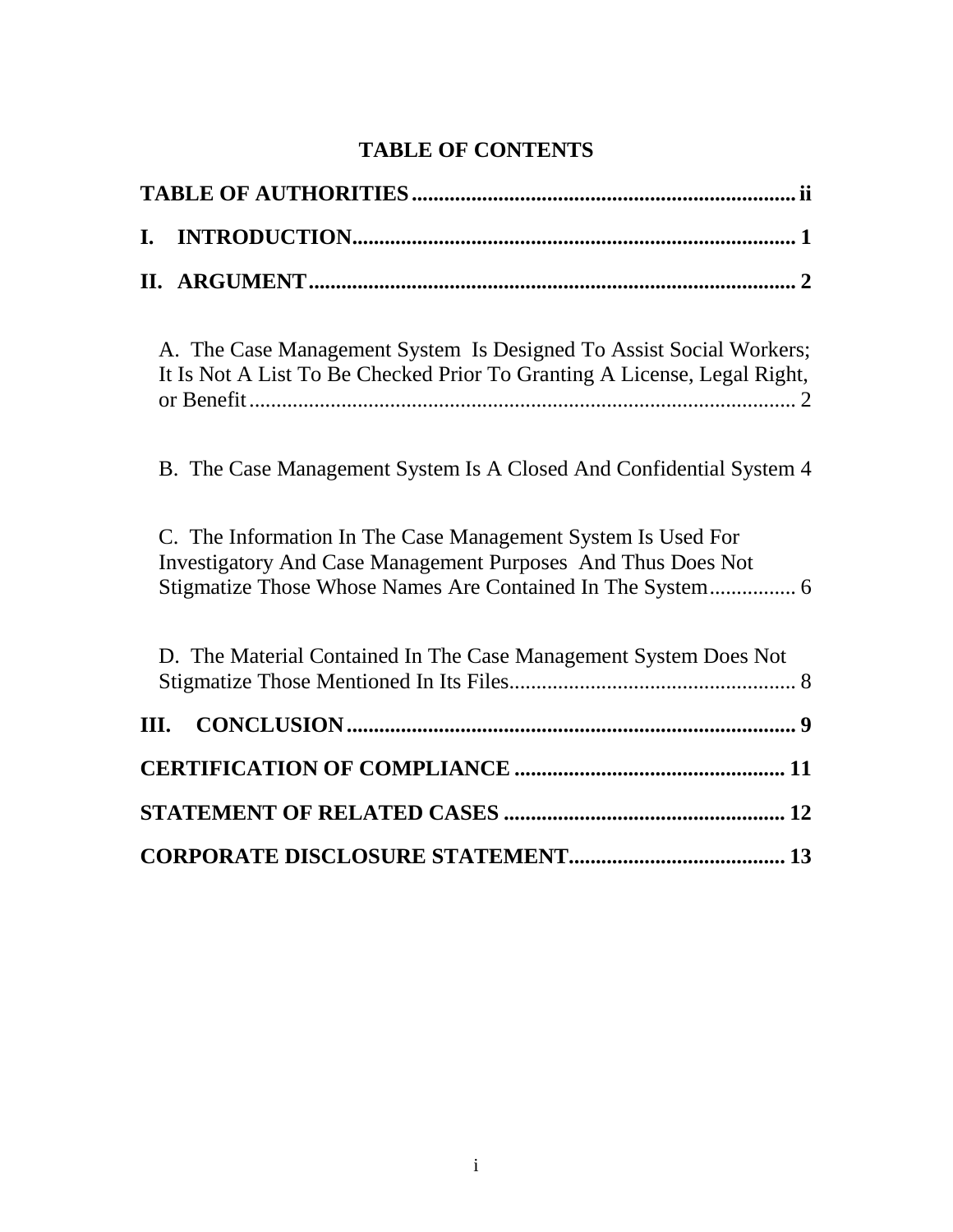# TABLE OF CONTENTS

**TABLE OF AUTHORITIES** ........................................................ ii

**I. INTRODUCTION** ........................................................ 1

**II. ARGUMENT** ........................................................ 2

A. The Case Management System Is Designed To Assist Social Workers; It Is Not A List To Be Checked Prior To Granting A License, Legal Right, or Benefit ........................................................ 2

B. The Case Management System Is A Closed And Confidential System 4

C. The Information In The Case Management System Is Used For Investigatory And Case Management Purposes And Thus Does Not Stigmatize Those Whose Names Are Contained In The System ................ 6

D. The Material Contained In The Case Management System Does Not Stigmatize Those Mentioned In Its Files ........................................................ 8

**III. CONCLUSION** ........................................................ 9

**CERTIFICATION OF COMPLIANCE** ........................................................ 11

**STATEMENT OF RELATED CASES** ........................................................ 12

**CORPORATE DISCLOSURE STATEMENT** ........................................................ 13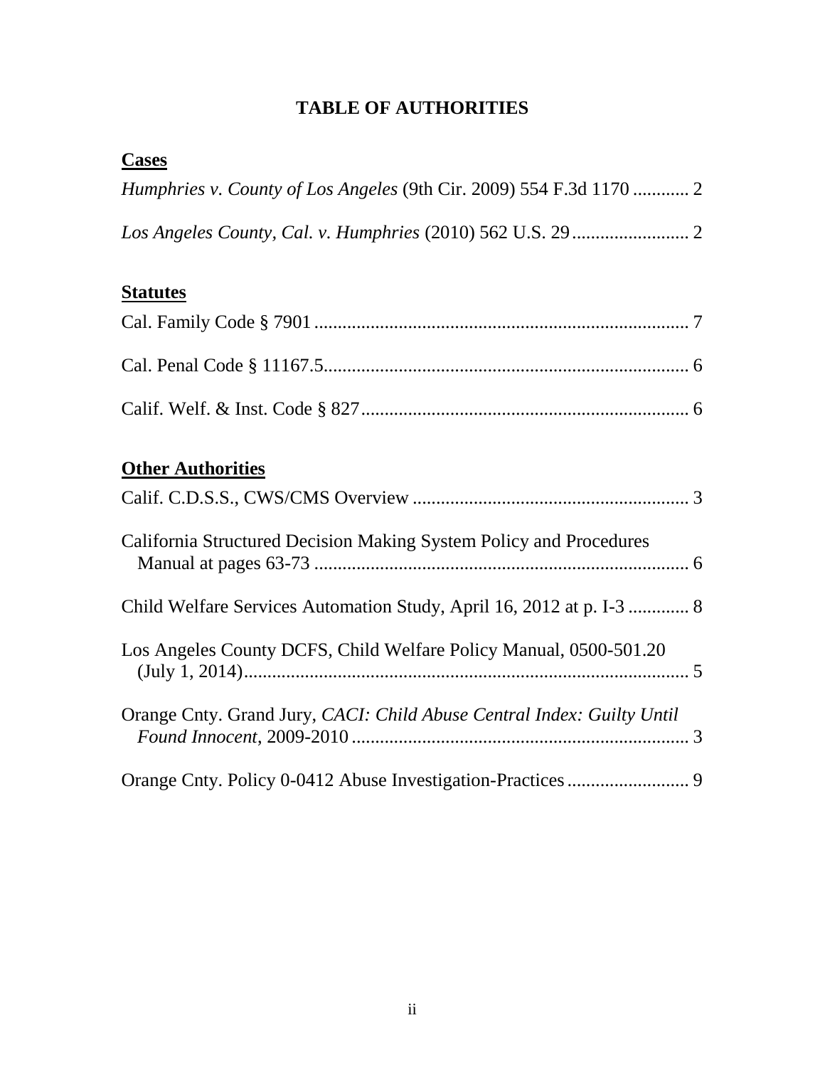# TABLE OF AUTHORITIES

**Cases**

*Humphries v. County of Los Angeles* (9th Cir. 2009) 554 F.3d 1170 ............ 2

*Los Angeles County, Cal. v. Humphries* (2010) 562 U.S. 29 ......................... 2

**Statutes**

Cal. Family Code § 7901 ................................................................................ 7

Cal. Penal Code § 11167.5.............................................................................. 6

Calif. Welf. & Inst. Code § 827...................................................................... 6

**Other Authorities**

Calif. C.D.S.S., CWS/CMS Overview ........................................................... 3

California Structured Decision Making System Policy and Procedures Manual at pages 63-73 ................................................................................ 6

Child Welfare Services Automation Study, April 16, 2012 at p. I-3 ............. 8

Los Angeles County DCFS, Child Welfare Policy Manual, 0500-501.20 (July 1, 2014)................................................................................................ 5

Orange Cnty. Grand Jury, *CACI: Child Abuse Central Index: Guilty Until Found Innocent*, 2009-2010 ........................................................................ 3

Orange Cnty. Policy 0-0412 Abuse Investigation-Practices .......................... 9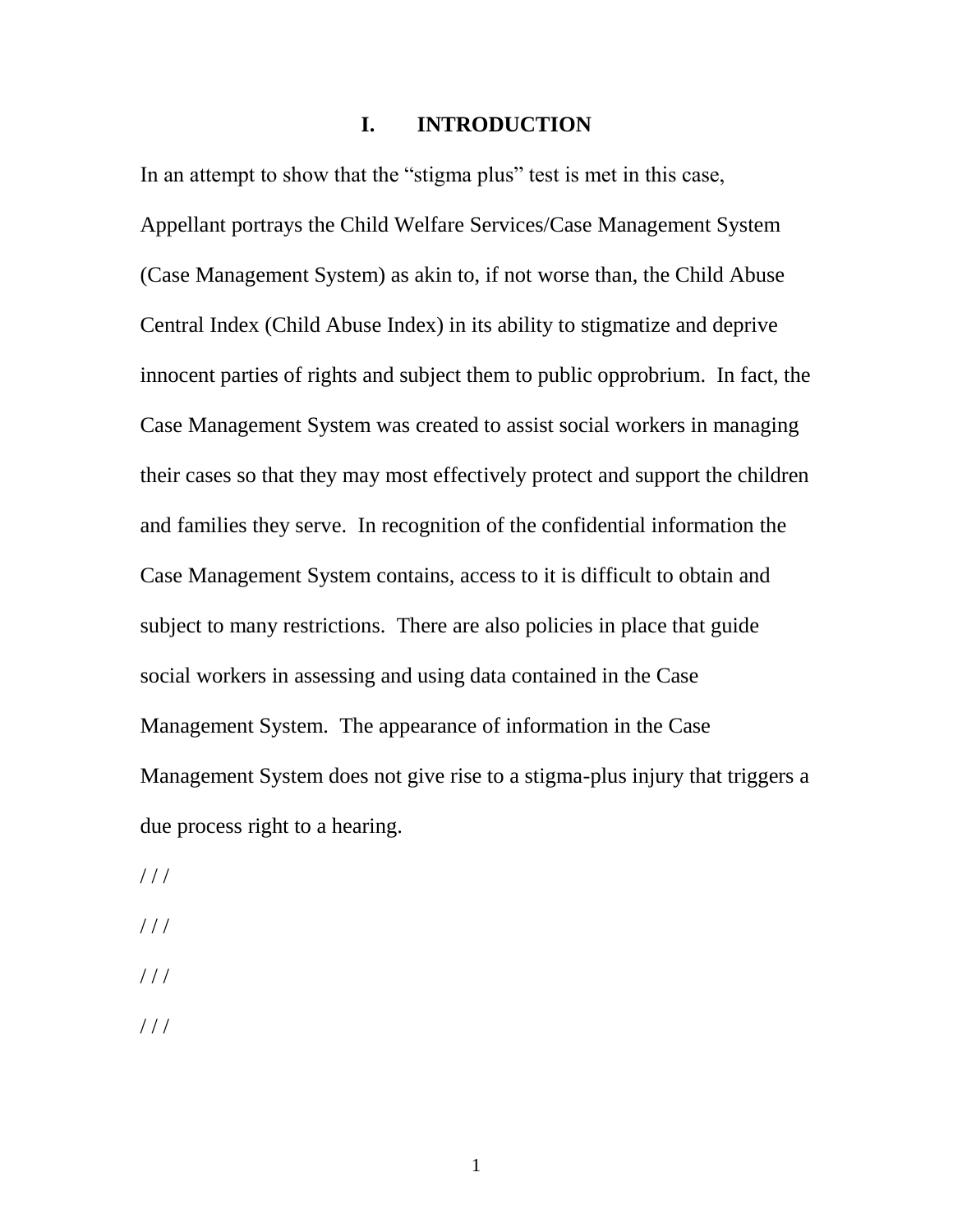# I. INTRODUCTION

In an attempt to show that the "stigma plus" test is met in this case, Appellant portrays the Child Welfare Services/Case Management System (Case Management System) as akin to, if not worse than, the Child Abuse Central Index (Child Abuse Index) in its ability to stigmatize and deprive innocent parties of rights and subject them to public opprobrium. In fact, the Case Management System was created to assist social workers in managing their cases so that they may most effectively protect and support the children and families they serve. In recognition of the confidential information the Case Management System contains, access to it is difficult to obtain and subject to many restrictions. There are also policies in place that guide social workers in assessing and using data contained in the Case Management System. The appearance of information in the Case Management System does not give rise to a stigma-plus injury that triggers a due process right to a hearing.

/ / /

/ / /

/ / /

/ / /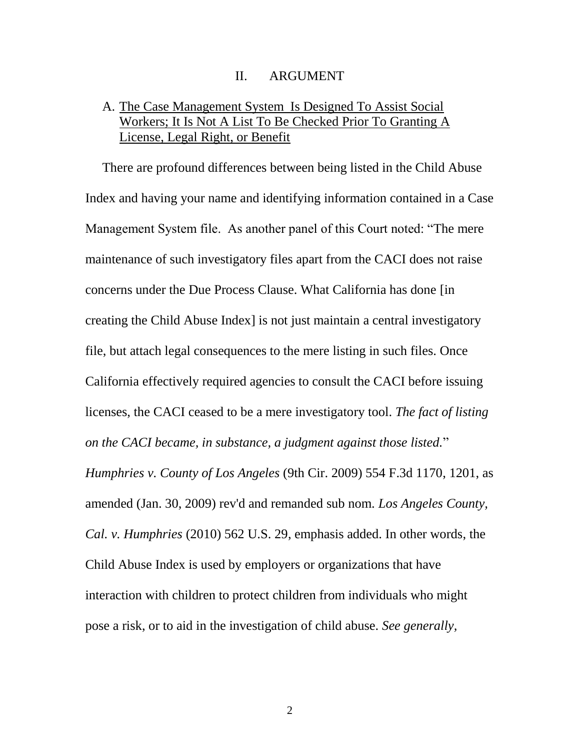## II. ARGUMENT

### A. <u>The Case Management System Is Designed To Assist Social Workers; It Is Not A List To Be Checked Prior To Granting A License, Legal Right, or Benefit</u>

There are profound differences between being listed in the Child Abuse Index and having your name and identifying information contained in a Case Management System file. As another panel of this Court noted: "The mere maintenance of such investigatory files apart from the CACI does not raise concerns under the Due Process Clause. What California has done [in creating the Child Abuse Index] is not just maintain a central investigatory file, but attach legal consequences to the mere listing in such files. Once California effectively required agencies to consult the CACI before issuing licenses, the CACI ceased to be a mere investigatory tool. *The fact of listing on the CACI became, in substance, a judgment against those listed.*" *Humphries v. County of Los Angeles* (9th Cir. 2009) 554 F.3d 1170, 1201, as amended (Jan. 30, 2009) rev'd and remanded sub nom. *Los Angeles County, Cal. v. Humphries* (2010) 562 U.S. 29, emphasis added. In other words, the Child Abuse Index is used by employers or organizations that have interaction with children to protect children from individuals who might pose a risk, or to aid in the investigation of child abuse. *See generally*,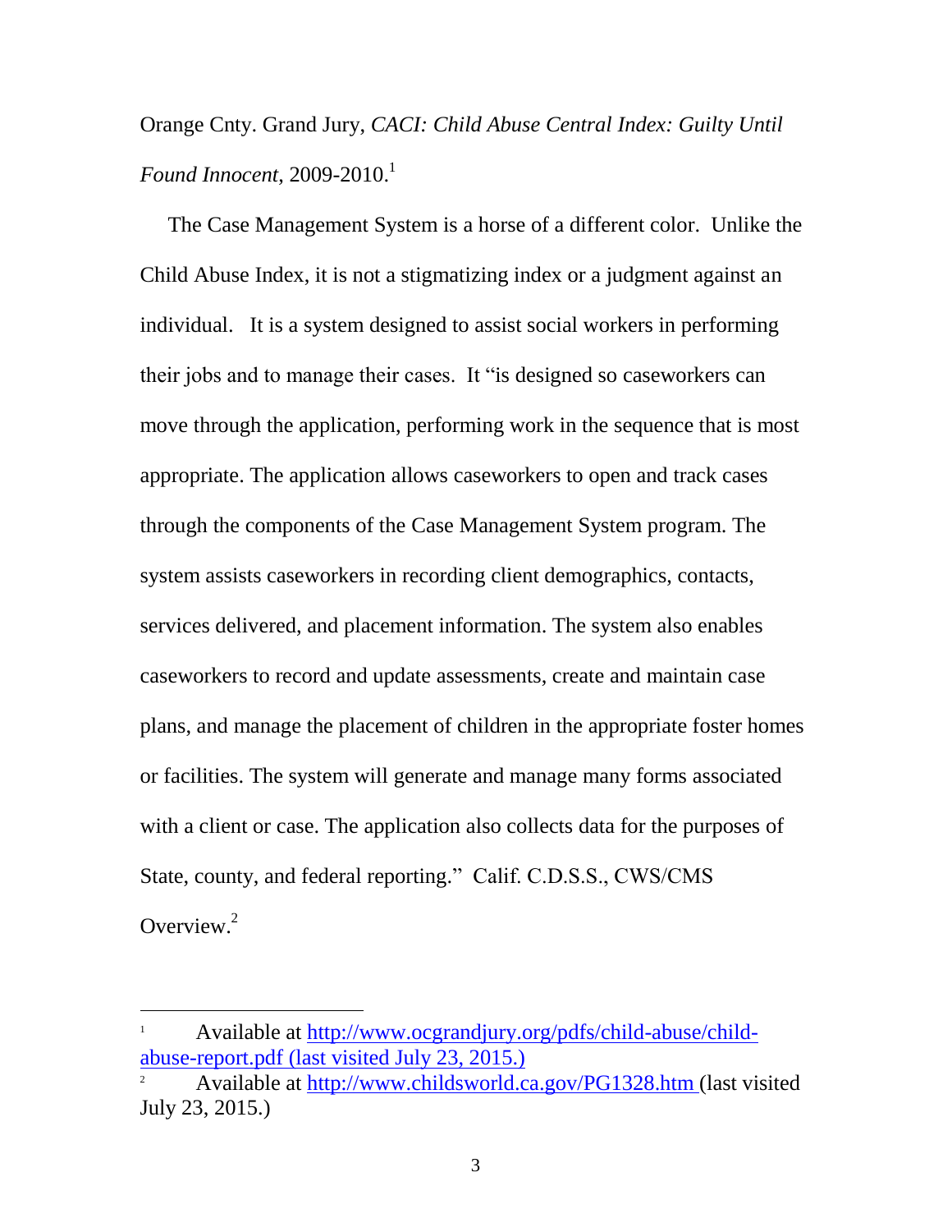Orange Cnty. Grand Jury, *CACI: Child Abuse Central Index: Guilty Until Found Innocent*, 2009-2010.[1]

The Case Management System is a horse of a different color. Unlike the Child Abuse Index, it is not a stigmatizing index or a judgment against an individual. It is a system designed to assist social workers in performing their jobs and to manage their cases. It "is designed so caseworkers can move through the application, performing work in the sequence that is most appropriate. The application allows caseworkers to open and track cases through the components of the Case Management System program. The system assists caseworkers in recording client demographics, contacts, services delivered, and placement information. The system also enables caseworkers to record and update assessments, create and maintain case plans, and manage the placement of children in the appropriate foster homes or facilities. The system will generate and manage many forms associated with a client or case. The application also collects data for the purposes of State, county, and federal reporting." Calif. C.D.S.S., CWS/CMS Overview.[2]

---

[1] Available at http://www.ocgrandjury.org/pdfs/child-abuse/child-abuse-report.pdf (last visited July 23, 2015.)

[2] Available at http://www.childsworld.ca.gov/PG1328.htm (last visited July 23, 2015.)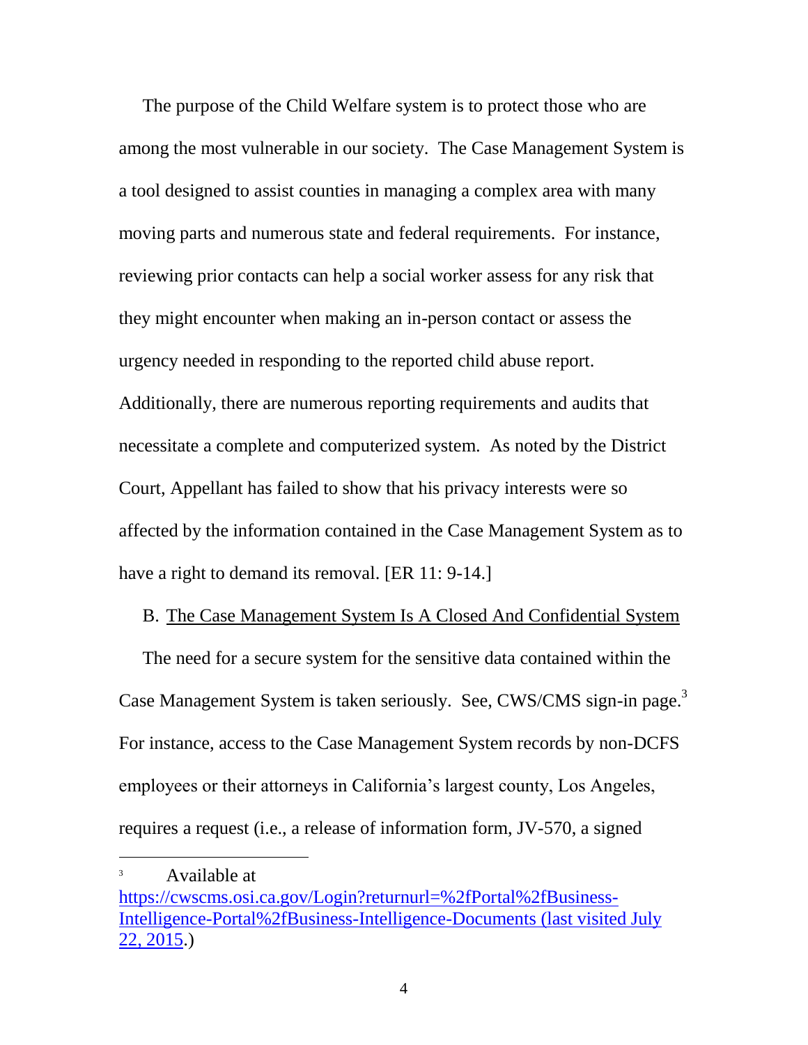The purpose of the Child Welfare system is to protect those who are among the most vulnerable in our society. The Case Management System is a tool designed to assist counties in managing a complex area with many moving parts and numerous state and federal requirements. For instance, reviewing prior contacts can help a social worker assess for any risk that they might encounter when making an in-person contact or assess the urgency needed in responding to the reported child abuse report. Additionally, there are numerous reporting requirements and audits that necessitate a complete and computerized system. As noted by the District Court, Appellant has failed to show that his privacy interests were so affected by the information contained in the Case Management System as to have a right to demand its removal. [ER 11: 9-14.]

B. <u>The Case Management System Is A Closed And Confidential System</u>

The need for a secure system for the sensitive data contained within the Case Management System is taken seriously. See, CWS/CMS sign-in page.[3] For instance, access to the Case Management System records by non-DCFS employees or their attorneys in California's largest county, Los Angeles, requires a request (i.e., a release of information form, JV-570, a signed

---

[3] Available at https://cwscms.osi.ca.gov/Login?returnurl=%2fPortal%2fBusiness-Intelligence-Portal%2fBusiness-Intelligence-Documents (last visited July 22, 2015.)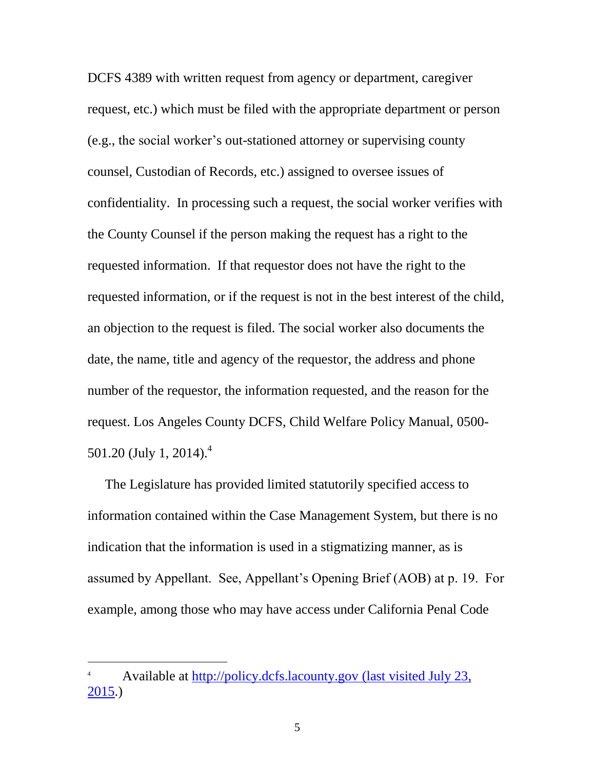DCFS 4389 with written request from agency or department, caregiver request, etc.) which must be filed with the appropriate department or person (e.g., the social worker's out-stationed attorney or supervising county counsel, Custodian of Records, etc.) assigned to oversee issues of confidentiality. In processing such a request, the social worker verifies with the County Counsel if the person making the request has a right to the requested information. If that requestor does not have the right to the requested information, or if the request is not in the best interest of the child, an objection to the request is filed. The social worker also documents the date, the name, title and agency of the requestor, the address and phone number of the requestor, the information requested, and the reason for the request. Los Angeles County DCFS, Child Welfare Policy Manual, 0500-501.20 (July 1, 2014).[4]

The Legislature has provided limited statutorily specified access to information contained within the Case Management System, but there is no indication that the information is used in a stigmatizing manner, as is assumed by Appellant. See, Appellant's Opening Brief (AOB) at p. 19. For example, among those who may have access under California Penal Code

---

[4] Available at http://policy.dcfs.lacounty.gov (last visited July 23, 2015.)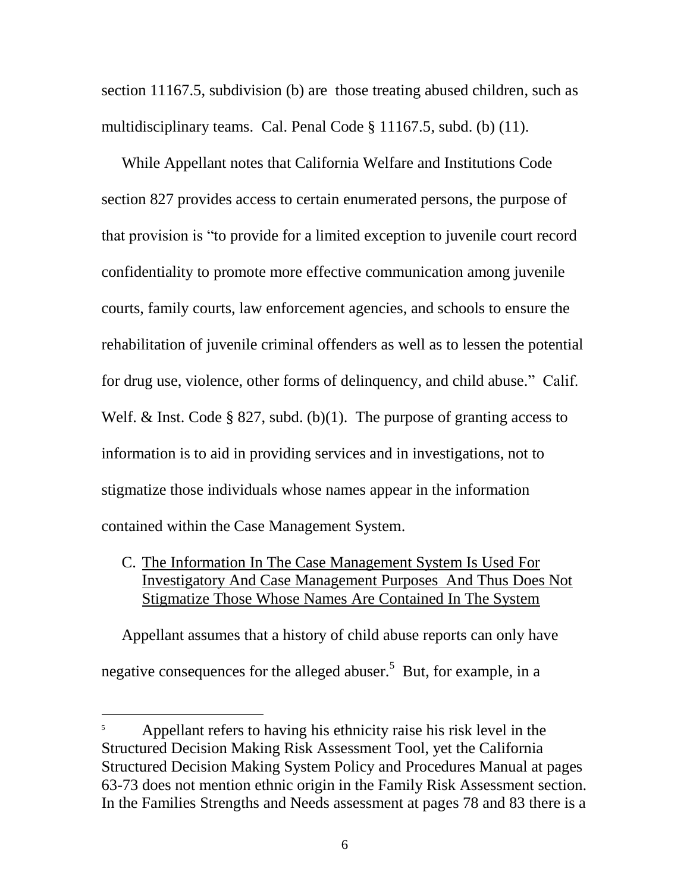section 11167.5, subdivision (b) are those treating abused children, such as multidisciplinary teams. Cal. Penal Code § 11167.5, subd. (b) (11).

While Appellant notes that California Welfare and Institutions Code section 827 provides access to certain enumerated persons, the purpose of that provision is "to provide for a limited exception to juvenile court record confidentiality to promote more effective communication among juvenile courts, family courts, law enforcement agencies, and schools to ensure the rehabilitation of juvenile criminal offenders as well as to lessen the potential for drug use, violence, other forms of delinquency, and child abuse." Calif. Welf. & Inst. Code § 827, subd. (b)(1). The purpose of granting access to information is to aid in providing services and in investigations, not to stigmatize those individuals whose names appear in the information contained within the Case Management System.

C. <u>The Information In The Case Management System Is Used For Investigatory And Case Management Purposes And Thus Does Not Stigmatize Those Whose Names Are Contained In The System</u>

Appellant assumes that a history of child abuse reports can only have negative consequences for the alleged abuser.[5] But, for example, in a

---

[5] Appellant refers to having his ethnicity raise his risk level in the Structured Decision Making Risk Assessment Tool, yet the California Structured Decision Making System Policy and Procedures Manual at pages 63-73 does not mention ethnic origin in the Family Risk Assessment section. In the Families Strengths and Needs assessment at pages 78 and 83 there is a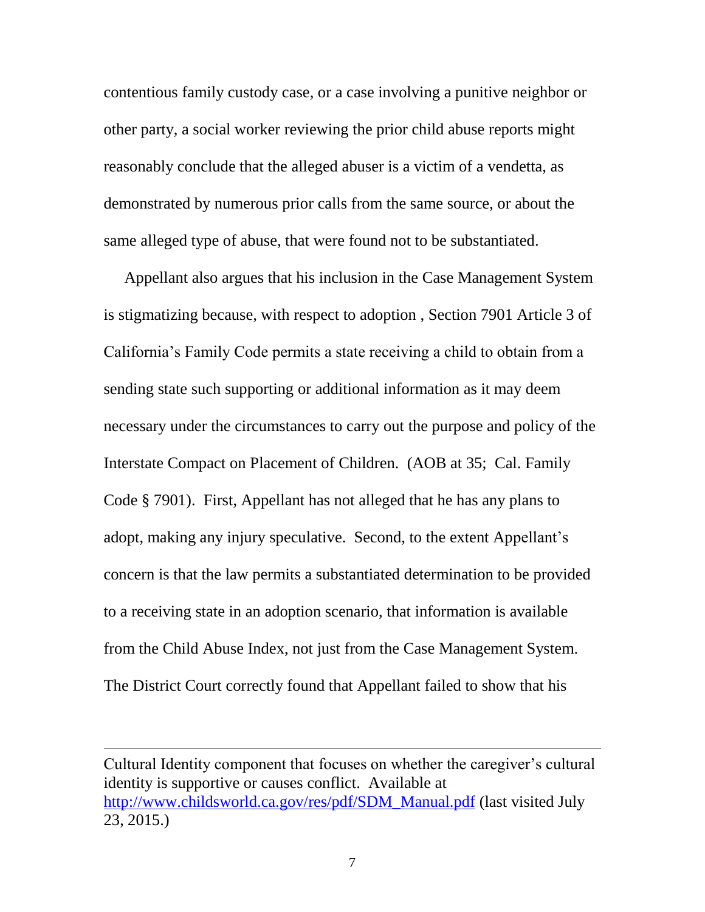contentious family custody case, or a case involving a punitive neighbor or other party, a social worker reviewing the prior child abuse reports might reasonably conclude that the alleged abuser is a victim of a vendetta, as demonstrated by numerous prior calls from the same source, or about the same alleged type of abuse, that were found not to be substantiated.

Appellant also argues that his inclusion in the Case Management System is stigmatizing because, with respect to adoption , Section 7901 Article 3 of California's Family Code permits a state receiving a child to obtain from a sending state such supporting or additional information as it may deem necessary under the circumstances to carry out the purpose and policy of the Interstate Compact on Placement of Children. (AOB at 35; Cal. Family Code § 7901). First, Appellant has not alleged that he has any plans to adopt, making any injury speculative. Second, to the extent Appellant's concern is that the law permits a substantiated determination to be provided to a receiving state in an adoption scenario, that information is available from the Child Abuse Index, not just from the Case Management System. The District Court correctly found that Appellant failed to show that his

---

Cultural Identity component that focuses on whether the caregiver's cultural identity is supportive or causes conflict. Available at http://www.childsworld.ca.gov/res/pdf/SDM_Manual.pdf (last visited July 23, 2015.)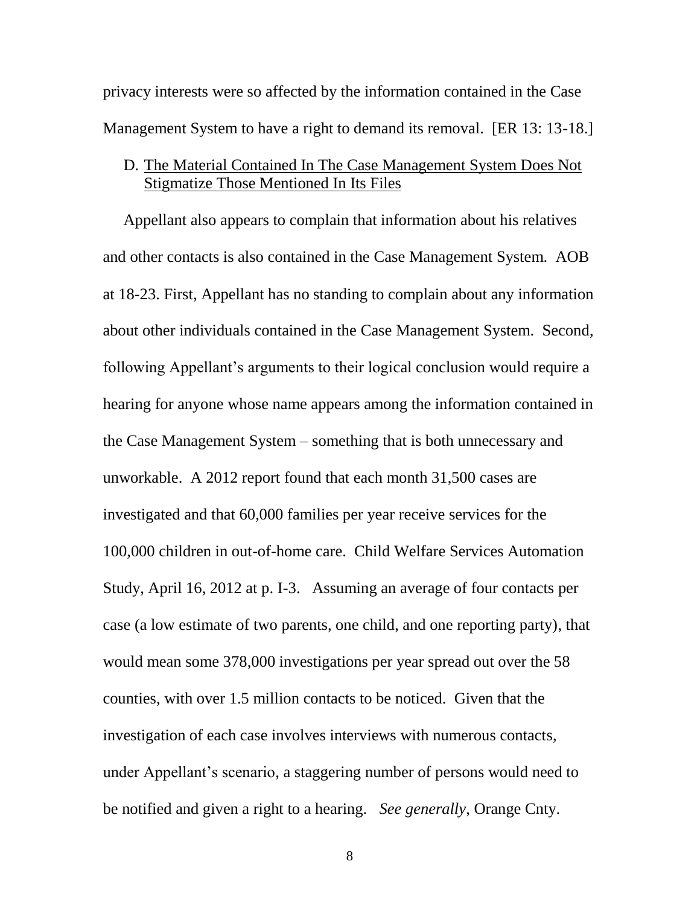privacy interests were so affected by the information contained in the Case Management System to have a right to demand its removal. [ER 13: 13-18.]

D. <u>The Material Contained In The Case Management System Does Not Stigmatize Those Mentioned In Its Files</u>

Appellant also appears to complain that information about his relatives and other contacts is also contained in the Case Management System. AOB at 18-23. First, Appellant has no standing to complain about any information about other individuals contained in the Case Management System. Second, following Appellant's arguments to their logical conclusion would require a hearing for anyone whose name appears among the information contained in the Case Management System – something that is both unnecessary and unworkable. A 2012 report found that each month 31,500 cases are investigated and that 60,000 families per year receive services for the 100,000 children in out-of-home care. Child Welfare Services Automation Study, April 16, 2012 at p. I-3. Assuming an average of four contacts per case (a low estimate of two parents, one child, and one reporting party), that would mean some 378,000 investigations per year spread out over the 58 counties, with over 1.5 million contacts to be noticed. Given that the investigation of each case involves interviews with numerous contacts, under Appellant's scenario, a staggering number of persons would need to be notified and given a right to a hearing. *See generally*, Orange Cnty.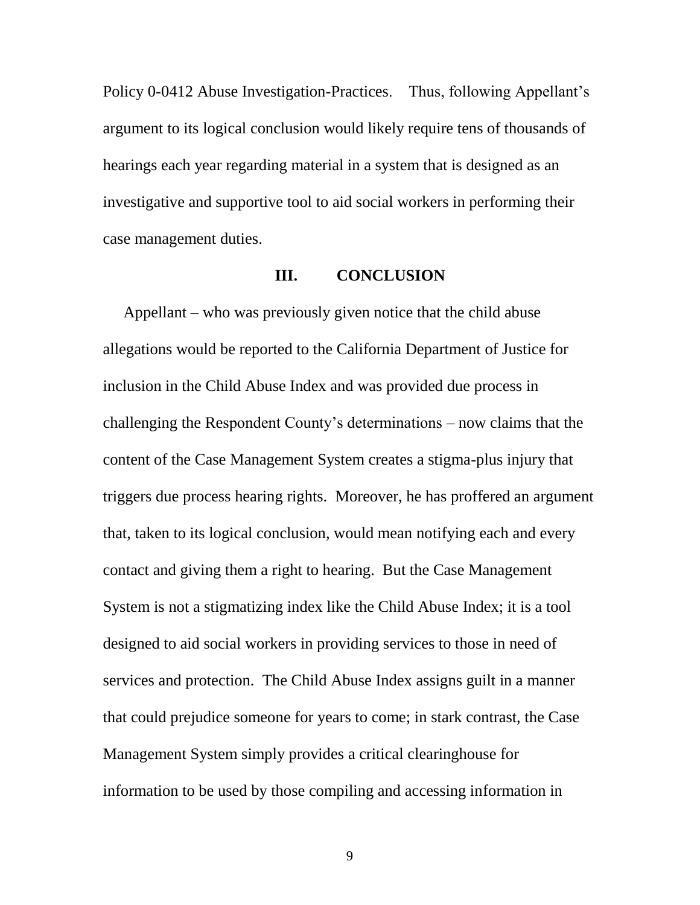Policy 0-0412 Abuse Investigation-Practices. Thus, following Appellant's argument to its logical conclusion would likely require tens of thousands of hearings each year regarding material in a system that is designed as an investigative and supportive tool to aid social workers in performing their case management duties.

## III. CONCLUSION

Appellant – who was previously given notice that the child abuse allegations would be reported to the California Department of Justice for inclusion in the Child Abuse Index and was provided due process in challenging the Respondent County's determinations – now claims that the content of the Case Management System creates a stigma-plus injury that triggers due process hearing rights. Moreover, he has proffered an argument that, taken to its logical conclusion, would mean notifying each and every contact and giving them a right to hearing. But the Case Management System is not a stigmatizing index like the Child Abuse Index; it is a tool designed to aid social workers in providing services to those in need of services and protection. The Child Abuse Index assigns guilt in a manner that could prejudice someone for years to come; in stark contrast, the Case Management System simply provides a critical clearinghouse for information to be used by those compiling and accessing information in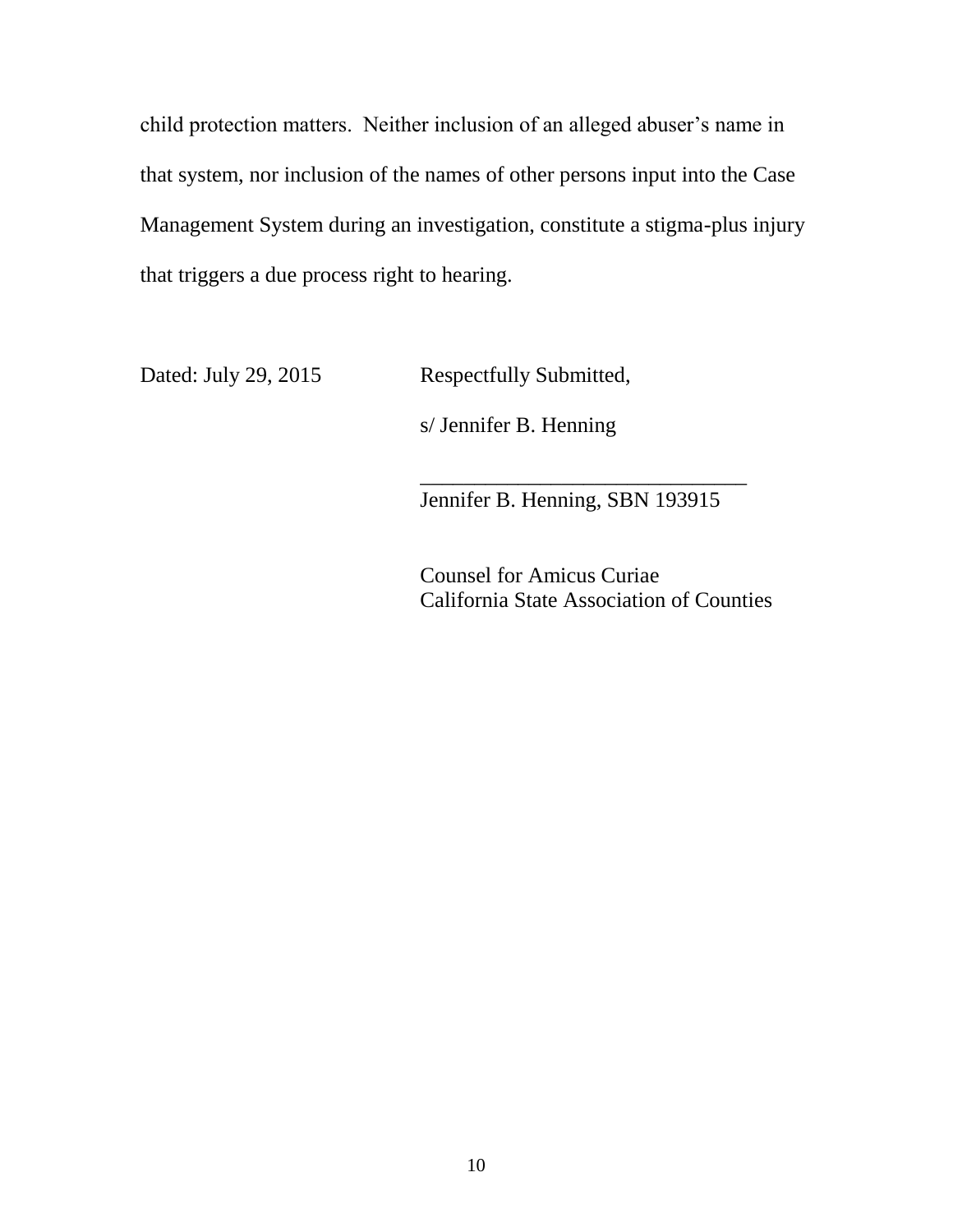child protection matters. Neither inclusion of an alleged abuser's name in that system, nor inclusion of the names of other persons input into the Case Management System during an investigation, constitute a stigma-plus injury that triggers a due process right to hearing.

Dated: July 29, 2015

Respectfully Submitted,

s/ Jennifer B. Henning

______________________________

Jennifer B. Henning, SBN 193915

Counsel for Amicus Curiae
California State Association of Counties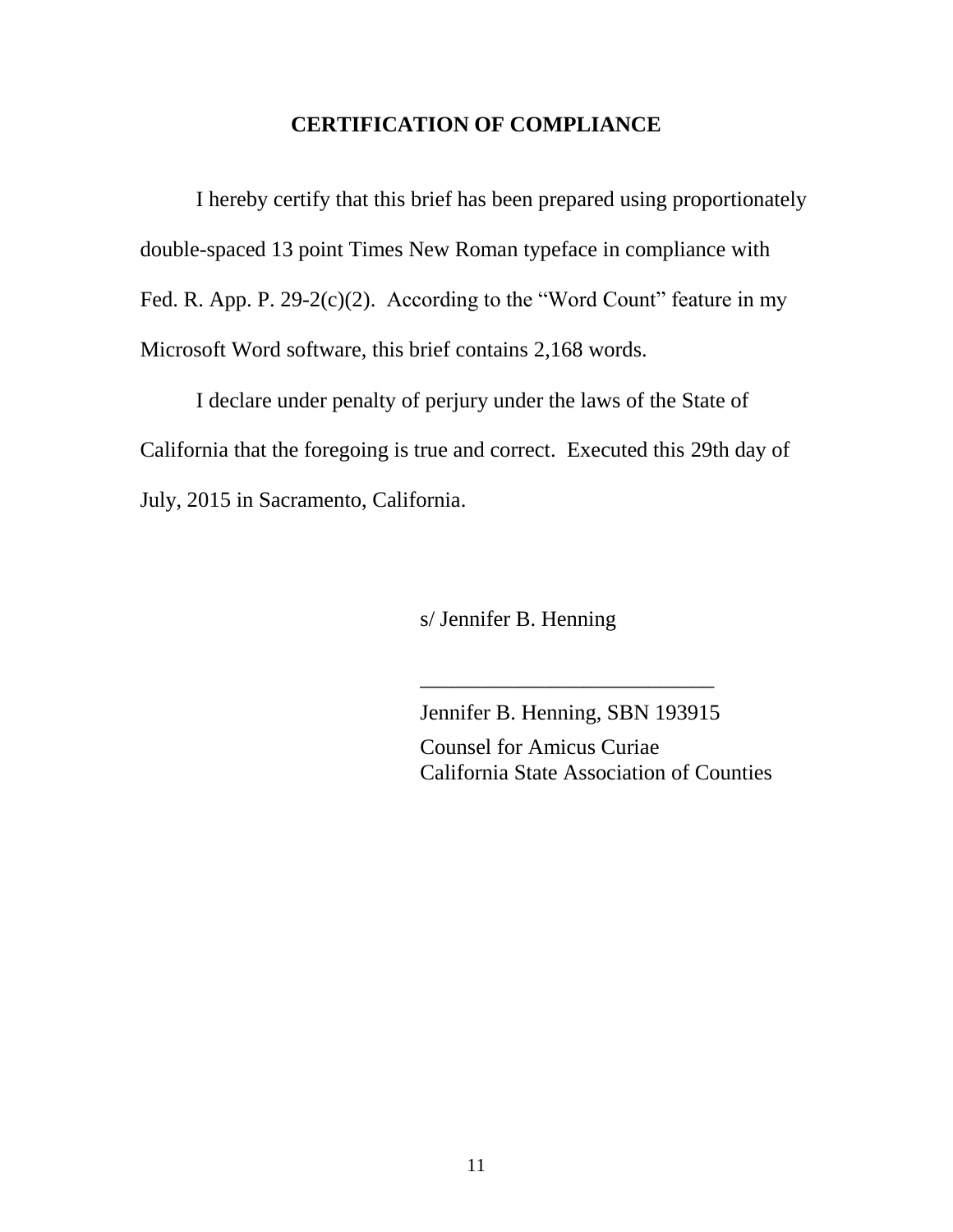## CERTIFICATION OF COMPLIANCE

I hereby certify that this brief has been prepared using proportionately double-spaced 13 point Times New Roman typeface in compliance with Fed. R. App. P. 29-2(c)(2). According to the "Word Count" feature in my Microsoft Word software, this brief contains 2,168 words.

I declare under penalty of perjury under the laws of the State of California that the foregoing is true and correct. Executed this 29th day of July, 2015 in Sacramento, California.

s/ Jennifer B. Henning

___________________________

Jennifer B. Henning, SBN 193915

Counsel for Amicus Curiae
California State Association of Counties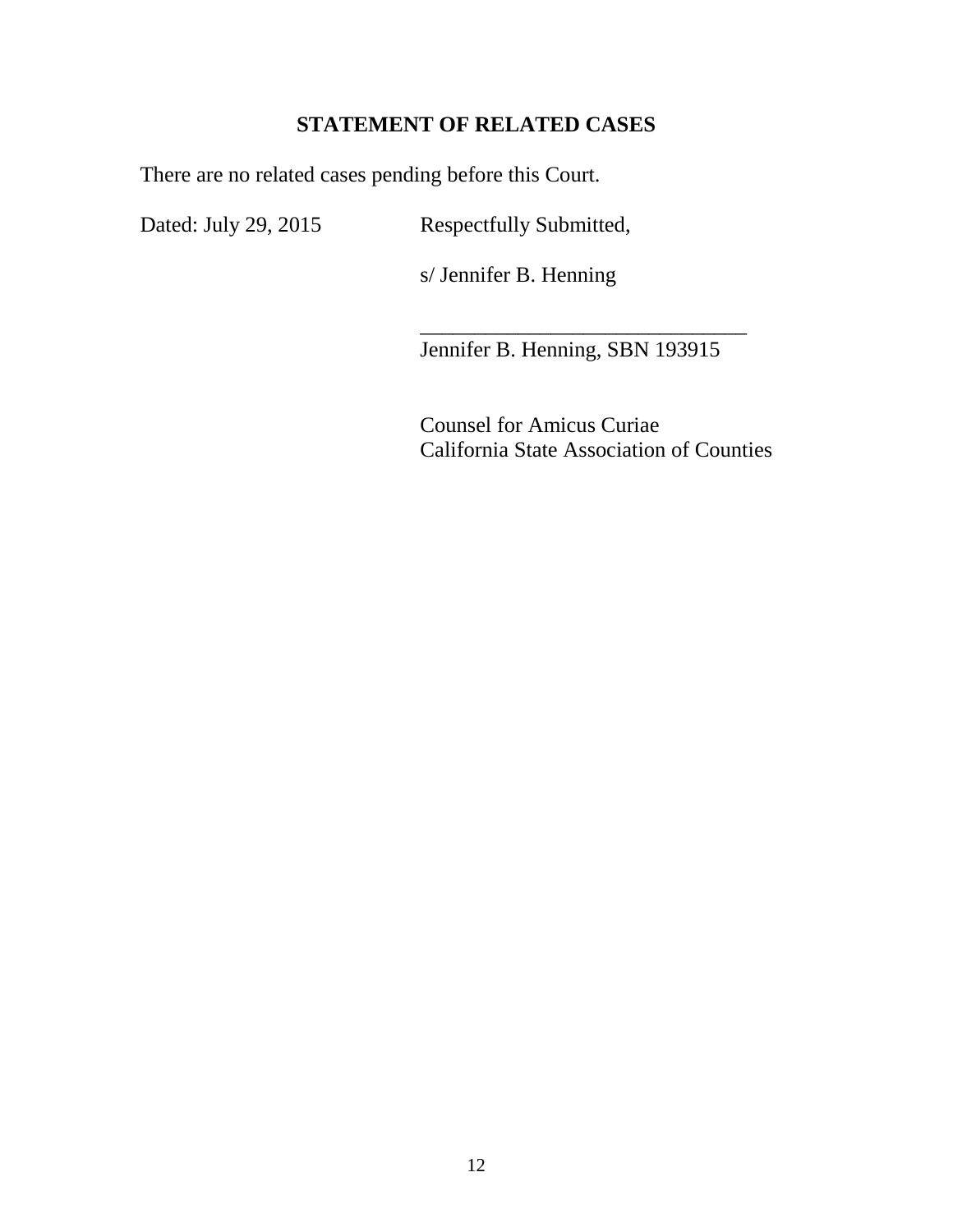## STATEMENT OF RELATED CASES

There are no related cases pending before this Court.

Dated: July 29, 2015

Respectfully Submitted,

s/ Jennifer B. Henning

_______________________________
Jennifer B. Henning, SBN 193915

Counsel for Amicus Curiae
California State Association of Counties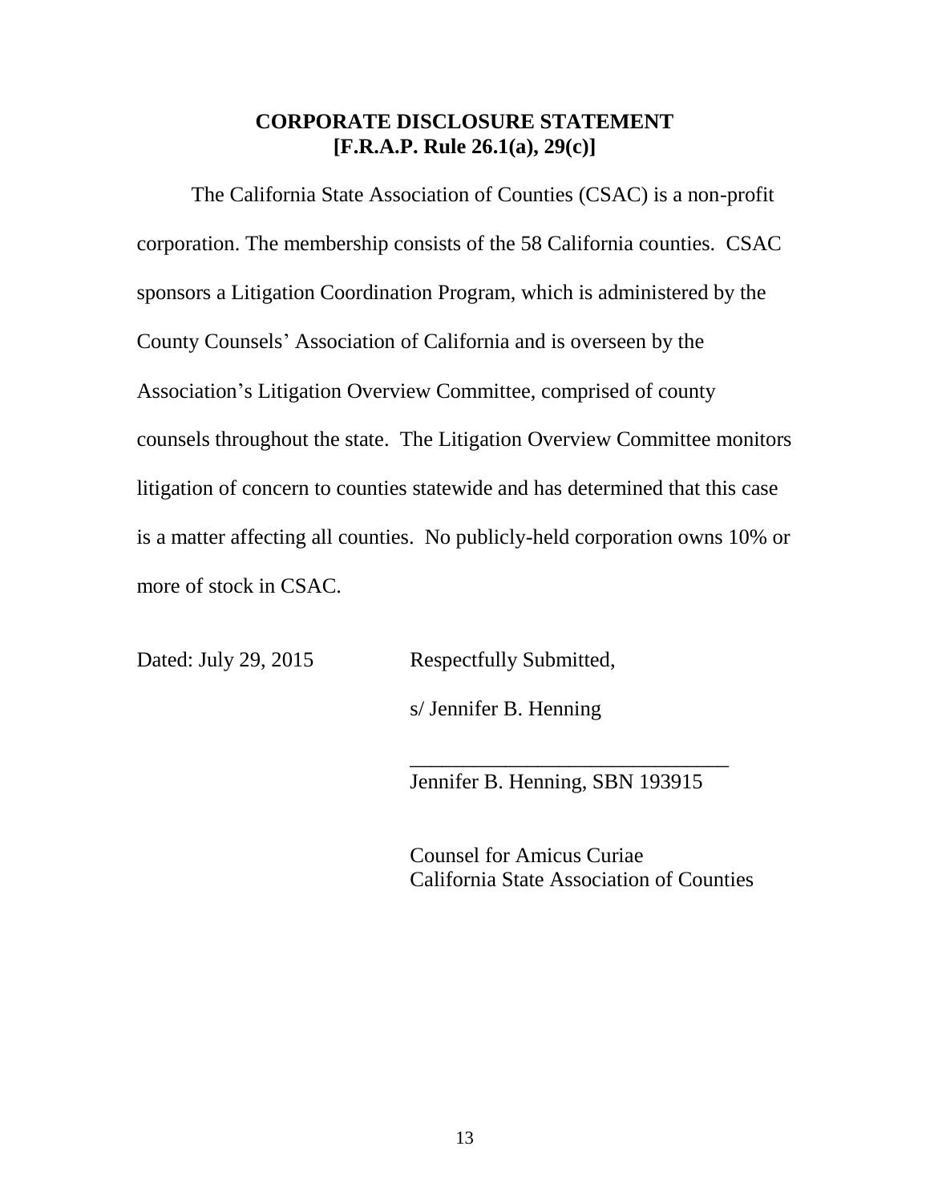**CORPORATE DISCLOSURE STATEMENT**
**[F.R.A.P. Rule 26.1(a), 29(c)]**

The California State Association of Counties (CSAC) is a non-profit corporation. The membership consists of the 58 California counties. CSAC sponsors a Litigation Coordination Program, which is administered by the County Counsels' Association of California and is overseen by the Association's Litigation Overview Committee, comprised of county counsels throughout the state. The Litigation Overview Committee monitors litigation of concern to counties statewide and has determined that this case is a matter affecting all counties. No publicly-held corporation owns 10% or more of stock in CSAC.

Dated: July 29, 2015

Respectfully Submitted,

s/ Jennifer B. Henning

______________________________
Jennifer B. Henning, SBN 193915

Counsel for Amicus Curiae
California State Association of Counties